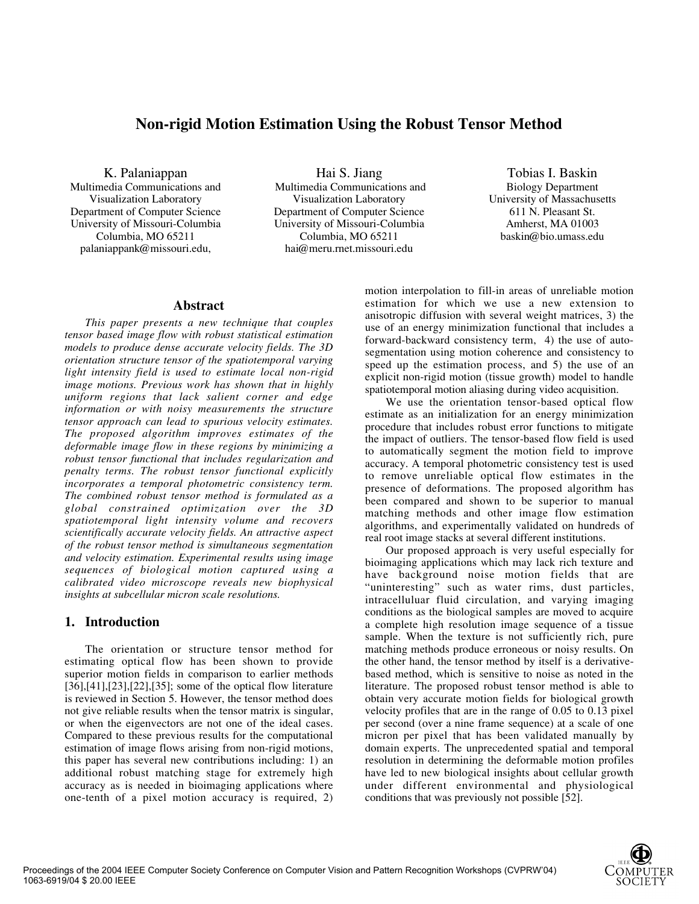# Non-rigid Motion Estimation Using the Robust Tensor Method

K. Palaniappan
Multimedia Communications and Visualization Laboratory
Department of Computer Science
University of Missouri-Columbia
Columbia, MO 65211
palaniappank@missouri.edu,

Hai S. Jiang
Multimedia Communications and Visualization Laboratory
Department of Computer Science
University of Missouri-Columbia
Columbia, MO 65211
hai@meru.rnet.missouri.edu

Tobias I. Baskin
Biology Department
University of Massachusetts
611 N. Pleasant St.
Amherst, MA 01003
baskin@bio.umass.edu

## Abstract

*This paper presents a new technique that couples tensor based image flow with robust statistical estimation models to produce dense accurate velocity fields. The 3D orientation structure tensor of the spatiotemporal varying light intensity field is used to estimate local non-rigid image motions. Previous work has shown that in highly uniform regions that lack salient corner and edge information or with noisy measurements the structure tensor approach can lead to spurious velocity estimates. The proposed algorithm improves estimates of the deformable image flow in these regions by minimizing a robust tensor functional that includes regularization and penalty terms. The robust tensor functional explicitly incorporates a temporal photometric consistency term. The combined robust tensor method is formulated as a global constrained optimization over the 3D spatiotemporal light intensity volume and recovers scientifically accurate velocity fields. An attractive aspect of the robust tensor method is simultaneous segmentation and velocity estimation. Experimental results using image sequences of biological motion captured using a calibrated video microscope reveals new biophysical insights at subcellular micron scale resolutions.*

## 1. Introduction

The orientation or structure tensor method for estimating optical flow has been shown to provide superior motion fields in comparison to earlier methods [36],[41],[23],[22],[35]; some of the optical flow literature is reviewed in Section 5. However, the tensor method does not give reliable results when the tensor matrix is singular, or when the eigenvectors are not one of the ideal cases. Compared to these previous results for the computational estimation of image flows arising from non-rigid motions, this paper has several new contributions including: 1) an additional robust matching stage for extremely high accuracy as is needed in bioimaging applications where one-tenth of a pixel motion accuracy is required, 2) motion interpolation to fill-in areas of unreliable motion estimation for which we use a new extension to anisotropic diffusion with several weight matrices, 3) the use of an energy minimization functional that includes a forward-backward consistency term, 4) the use of auto-segmentation using motion coherence and consistency to speed up the estimation process, and 5) the use of an explicit non-rigid motion (tissue growth) model to handle spatiotemporal motion aliasing during video acquisition.

We use the orientation tensor-based optical flow estimate as an initialization for an energy minimization procedure that includes robust error functions to mitigate the impact of outliers. The tensor-based flow field is used to automatically segment the motion field to improve accuracy. A temporal photometric consistency test is used to remove unreliable optical flow estimates in the presence of deformations. The proposed algorithm has been compared and shown to be superior to manual matching methods and other image flow estimation algorithms, and experimentally validated on hundreds of real root image stacks at several different institutions.

Our proposed approach is very useful especially for bioimaging applications which may lack rich texture and have background noise motion fields that are "uninteresting" such as water rims, dust particles, intracelluluar fluid circulation, and varying imaging conditions as the biological samples are moved to acquire a complete high resolution image sequence of a tissue sample. When the texture is not sufficiently rich, pure matching methods produce erroneous or noisy results. On the other hand, the tensor method by itself is a derivative-based method, which is sensitive to noise as noted in the literature. The proposed robust tensor method is able to obtain very accurate motion fields for biological growth velocity profiles that are in the range of 0.05 to 0.13 pixel per second (over a nine frame sequence) at a scale of one micron per pixel that has been validated manually by domain experts. The unprecedented spatial and temporal resolution in determining the deformable motion profiles have led to new biological insights about cellular growth under different environmental and physiological conditions that was previously not possible [52].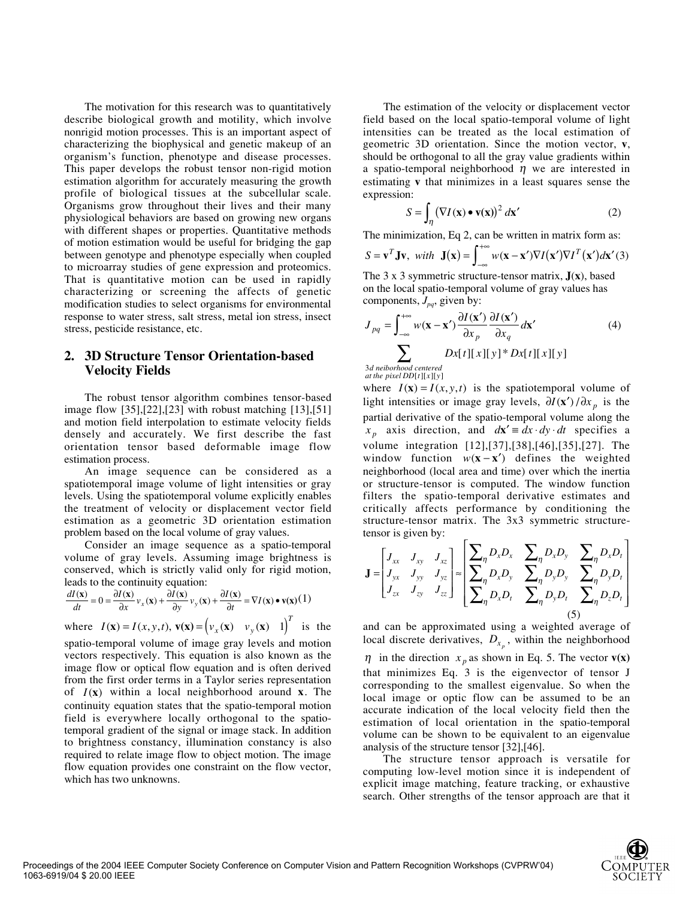The motivation for this research was to quantitatively describe biological growth and motility, which involve nonrigid motion processes. This is an important aspect of characterizing the biophysical and genetic makeup of an organism's function, phenotype and disease processes. This paper develops the robust tensor non-rigid motion estimation algorithm for accurately measuring the growth profile of biological tissues at the subcellular scale. Organisms grow throughout their lives and their many physiological behaviors are based on growing new organs with different shapes or properties. Quantitative methods of motion estimation would be useful for bridging the gap between genotype and phenotype especially when coupled to microarray studies of gene expression and proteomics. That is quantitative motion can be used in rapidly characterizing or screening the affects of genetic modification studies to select organisms for environmental response to water stress, salt stress, metal ion stress, insect stress, pesticide resistance, etc.

## 2. 3D Structure Tensor Orientation-based Velocity Fields

The robust tensor algorithm combines tensor-based image flow [35],[22],[23] with robust matching [13],[51] and motion field interpolation to estimate velocity fields densely and accurately. We first describe the fast orientation tensor based deformable image flow estimation process.

An image sequence can be considered as a spatiotemporal image volume of light intensities or gray levels. Using the spatiotemporal volume explicitly enables the treatment of velocity or displacement vector field estimation as a geometric 3D orientation estimation problem based on the local volume of gray values.

Consider an image sequence as a spatio-temporal volume of gray levels. Assuming image brightness is conserved, which is strictly valid only for rigid motion, leads to the continuity equation:

$$\frac{dI(\mathbf{x})}{dt} = 0 = \frac{\partial I(\mathbf{x})}{\partial x} v_x(\mathbf{x}) + \frac{\partial I(\mathbf{x})}{\partial y} v_y(\mathbf{x}) + \frac{\partial I(\mathbf{x})}{\partial t} = \nabla I(\mathbf{x}) \bullet \mathbf{v}(\mathbf{x}) \quad (1)$$

where $I(\mathbf{x}) = I(x, y, t)$, $\mathbf{v}(\mathbf{x}) = \begin{pmatrix} v_x(\mathbf{x}) & v_y(\mathbf{x}) & 1 \end{pmatrix}^T$ is the spatio-temporal volume of image gray levels and motion vectors respectively. This equation is also known as the image flow or optical flow equation and is often derived from the first order terms in a Taylor series representation of $I(\mathbf{x})$ within a local neighborhood around $\mathbf{x}$. The continuity equation states that the spatio-temporal motion field is everywhere locally orthogonal to the spatio-temporal gradient of the signal or image stack. In addition to brightness constancy, illumination constancy is also required to relate image flow to object motion. The image flow equation provides one constraint on the flow vector, which has two unknowns.

The estimation of the velocity or displacement vector field based on the local spatio-temporal volume of light intensities can be treated as the local estimation of geometric 3D orientation. Since the motion vector, $\mathbf{v}$, should be orthogonal to all the gray value gradients within a spatio-temporal neighborhood $\eta$ we are interested in estimating $\mathbf{v}$ that minimizes in a least squares sense the expression:

$$S = \int_{\eta} \left( \nabla I(\mathbf{x}) \bullet \mathbf{v}(\mathbf{x}) \right)^2 d\mathbf{x}' \quad (2)$$

The minimization, Eq 2, can be written in matrix form as:

$$S = \mathbf{v}^T \mathbf{J} \mathbf{v}, \ \ with \ \ \mathbf{J}(\mathbf{x}) = \int_{-\infty}^{+\infty} w(\mathbf{x} - \mathbf{x}') \nabla I(\mathbf{x}') \nabla I^T(\mathbf{x}') d\mathbf{x}' \quad (3)$$

The 3 x 3 symmetric structure-tensor matrix, $\mathbf{J}(\mathbf{x})$, based on the local spatio-temporal volume of gray values has components, $J_{pq}$, given by:

$$J_{pq} = \int_{-\infty}^{+\infty} w(\mathbf{x} - \mathbf{x}') \frac{\partial I(\mathbf{x}')}{\partial x_p} \frac{\partial I(\mathbf{x}')}{\partial x_q} d\mathbf{x}' \quad (4)$$

$$\sum_{\substack{3d \ neiborhood \ centered \\ at \ the \ pixel \ DD[t][x][y]}} Dx[t][x][y] * Dx[t][x][y]$$

where $I(\mathbf{x}) = I(x, y, t)$ is the spatiotemporal volume of light intensities or image gray levels, $\partial I(\mathbf{x}')/\partial x_p$ is the partial derivative of the spatio-temporal volume along the $x_p$ axis direction, and $d\mathbf{x}' \equiv dx \cdot dy \cdot dt$ specifies a volume integration [12],[37],[38],[46],[35],[27]. The window function $w(\mathbf{x} - \mathbf{x}')$ defines the weighted neighborhood (local area and time) over which the inertia or structure-tensor is computed. The window function filters the spatio-temporal derivative estimates and critically affects performance by conditioning the structure-tensor matrix. The 3x3 symmetric structure-tensor is given by:

$$\mathbf{J} = \begin{bmatrix} J_{xx} & J_{xy} & J_{xz} \\ J_{yx} & J_{yy} & J_{yz} \\ J_{zx} & J_{zy} & J_{zz} \end{bmatrix} \approx \begin{bmatrix} \sum_{\eta} D_x D_x & \sum_{\eta} D_x D_y & \sum_{\eta} D_x D_t \\ \sum_{\eta} D_x D_y & \sum_{\eta} D_y D_y & \sum_{\eta} D_y D_t \\ \sum_{\eta} D_x D_t & \sum_{\eta} D_y D_t & \sum_{\eta} D_z D_t \end{bmatrix} \quad (5)$$

and can be approximated using a weighted average of local discrete derivatives, $D_{x_p}$, within the neighborhood $\eta$ in the direction $x_p$ as shown in Eq. 5. The vector $\mathbf{v(x)}$ that minimizes Eq. 3 is the eigenvector of tensor J corresponding to the smallest eigenvalue. So when the local image or optic flow can be assumed to be an accurate indication of the local velocity field then the estimation of local orientation in the spatio-temporal volume can be shown to be equivalent to an eigenvalue analysis of the structure tensor [32],[46].

The structure tensor approach is versatile for computing low-level motion since it is independent of explicit image matching, feature tracking, or exhaustive search. Other strengths of the tensor approach are that it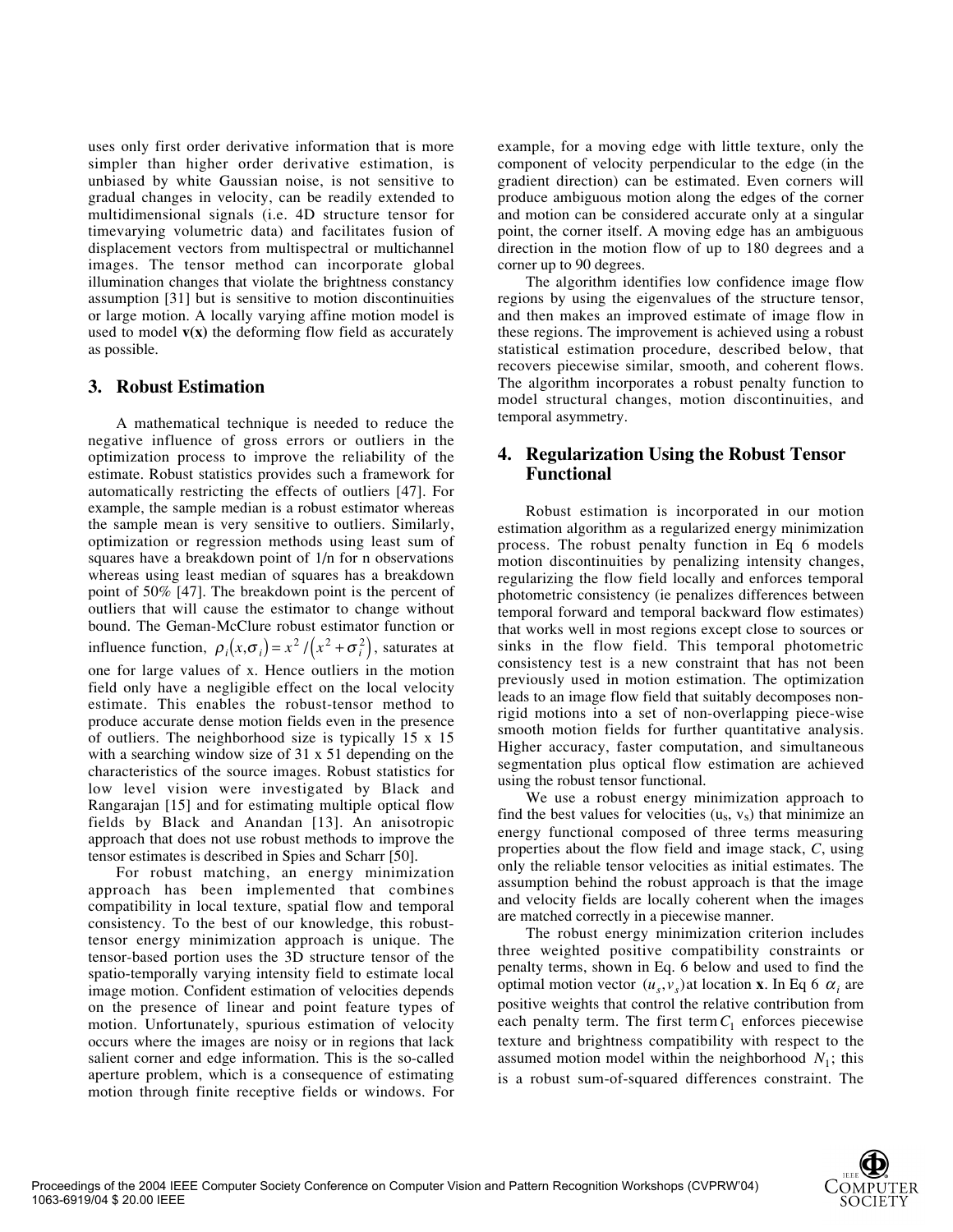uses only first order derivative information that is more simpler than higher order derivative estimation, is unbiased by white Gaussian noise, is not sensitive to gradual changes in velocity, can be readily extended to multidimensional signals (i.e. 4D structure tensor for timevarying volumetric data) and facilitates fusion of displacement vectors from multispectral or multichannel images. The tensor method can incorporate global illumination changes that violate the brightness constancy assumption [31] but is sensitive to motion discontinuities or large motion. A locally varying affine motion model is used to model **v(x)** the deforming flow field as accurately as possible.

## 3. Robust Estimation

A mathematical technique is needed to reduce the negative influence of gross errors or outliers in the optimization process to improve the reliability of the estimate. Robust statistics provides such a framework for automatically restricting the effects of outliers [47]. For example, the sample median is a robust estimator whereas the sample mean is very sensitive to outliers. Similarly, optimization or regression methods using least sum of squares have a breakdown point of 1/n for n observations whereas using least median of squares has a breakdown point of 50% [47]. The breakdown point is the percent of outliers that will cause the estimator to change without bound. The Geman-McClure robust estimator function or influence function, $\rho_i(x,\sigma_i) = x^2/(x^2+\sigma_i^2)$, saturates at one for large values of x. Hence outliers in the motion field only have a negligible effect on the local velocity estimate. This enables the robust-tensor method to produce accurate dense motion fields even in the presence of outliers. The neighborhood size is typically 15 x 15 with a searching window size of 31 x 51 depending on the characteristics of the source images. Robust statistics for low level vision were investigated by Black and Rangarajan [15] and for estimating multiple optical flow fields by Black and Anandan [13]. An anisotropic approach that does not use robust methods to improve the tensor estimates is described in Spies and Scharr [50].

For robust matching, an energy minimization approach has been implemented that combines compatibility in local texture, spatial flow and temporal consistency. To the best of our knowledge, this robust-tensor energy minimization approach is unique. The tensor-based portion uses the 3D structure tensor of the spatio-temporally varying intensity field to estimate local image motion. Confident estimation of velocities depends on the presence of linear and point feature types of motion. Unfortunately, spurious estimation of velocity occurs where the images are noisy or in regions that lack salient corner and edge information. This is the so-called aperture problem, which is a consequence of estimating motion through finite receptive fields or windows. For example, for a moving edge with little texture, only the component of velocity perpendicular to the edge (in the gradient direction) can be estimated. Even corners will produce ambiguous motion along the edges of the corner and motion can be considered accurate only at a singular point, the corner itself. A moving edge has an ambiguous direction in the motion flow of up to 180 degrees and a corner up to 90 degrees.

The algorithm identifies low confidence image flow regions by using the eigenvalues of the structure tensor, and then makes an improved estimate of image flow in these regions. The improvement is achieved using a robust statistical estimation procedure, described below, that recovers piecewise similar, smooth, and coherent flows. The algorithm incorporates a robust penalty function to model structural changes, motion discontinuities, and temporal asymmetry.

## 4. Regularization Using the Robust Tensor Functional

Robust estimation is incorporated in our motion estimation algorithm as a regularized energy minimization process. The robust penalty function in Eq 6 models motion discontinuities by penalizing intensity changes, regularizing the flow field locally and enforces temporal photometric consistency (ie penalizes differences between temporal forward and temporal backward flow estimates) that works well in most regions except close to sources or sinks in the flow field. This temporal photometric consistency test is a new constraint that has not been previously used in motion estimation. The optimization leads to an image flow field that suitably decomposes non-rigid motions into a set of non-overlapping piece-wise smooth motion fields for further quantitative analysis. Higher accuracy, faster computation, and simultaneous segmentation plus optical flow estimation are achieved using the robust tensor functional.

We use a robust energy minimization approach to find the best values for velocities ($u_s$, $v_s$) that minimize an energy functional composed of three terms measuring properties about the flow field and image stack, *C*, using only the reliable tensor velocities as initial estimates. The assumption behind the robust approach is that the image and velocity fields are locally coherent when the images are matched correctly in a piecewise manner.

The robust energy minimization criterion includes three weighted positive compatibility constraints or penalty terms, shown in Eq. 6 below and used to find the optimal motion vector $(u_s, v_s)$ at location **x**. In Eq 6 $\alpha_i$ are positive weights that control the relative contribution from each penalty term. The first term $C_1$ enforces piecewise texture and brightness compatibility with respect to the assumed motion model within the neighborhood $N_1$; this is a robust sum-of-squared differences constraint. The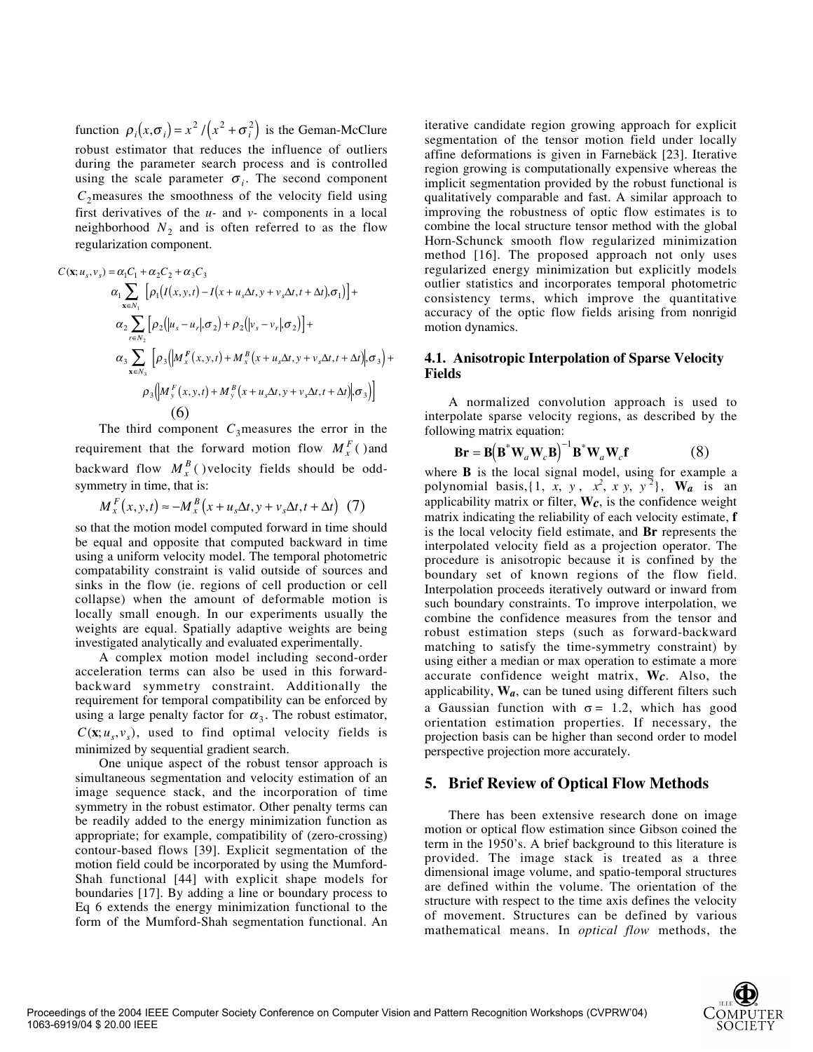function $\rho_i(x,\sigma_i) = x^2 / (x^2 + \sigma_i^2)$ is the Geman-McClure robust estimator that reduces the influence of outliers during the parameter search process and is controlled using the scale parameter $\sigma_i$. The second component $C_2$ measures the smoothness of the velocity field using first derivatives of the *u*- and *v*- components in a local neighborhood $N_2$ and is often referred to as the flow regularization component.

$$
\begin{aligned}
C(\mathbf{x}; u_s, v_s) &= \alpha_1 C_1 + \alpha_2 C_2 + \alpha_3 C_3 \\
&\alpha_1 \sum_{\mathbf{x} \in N_1} \left[ \rho_1\left( I(x,y,t) - I(x + u_s \Delta t, y + v_s \Delta t, t + \Delta t), \sigma_1 \right) \right] + \\
&\alpha_2 \sum_{r \in N_2} \left[ \rho_2\left( |u_s - u_r|, \sigma_2 \right) + \rho_2\left( |v_s - v_r|, \sigma_2 \right) \right] + \\
&\alpha_3 \sum_{\mathbf{x} \in N_3} \left[ \rho_3\left( \left| M_x^F(x,y,t) + M_x^B(x + u_s \Delta t, y + v_s \Delta t, t + \Delta t) \right|, \sigma_3 \right) + \right. \\
&\left. \rho_3\left( \left| M_y^F(x,y,t) + M_y^B(x + u_s \Delta t, y + v_s \Delta t, t + \Delta t) \right|, \sigma_3 \right) \right]
\end{aligned} \quad (6)
$$

The third component $C_3$ measures the error in the requirement that the forward motion flow $M_x^F(\,)$ and backward flow $M_x^B(\,)$ velocity fields should be odd-symmetry in time, that is:

$$
M_x^F(x,y,t) \approx -M_x^B(x + u_s \Delta t, y + v_s \Delta t, t + \Delta t) \quad (7)
$$

so that the motion model computed forward in time should be equal and opposite that computed backward in time using a uniform velocity model. The temporal photometric compatability constraint is valid outside of sources and sinks in the flow (ie. regions of cell production or cell collapse) when the amount of deformable motion is locally small enough. In our experiments usually the weights are equal. Spatially adaptive weights are being investigated analytically and evaluated experimentally.

A complex motion model including second-order acceleration terms can also be used in this forward-backward symmetry constraint. Additionally the requirement for temporal compatibility can be enforced by using a large penalty factor for $\alpha_3$. The robust estimator, $C(\mathbf{x}; u_s, v_s)$, used to find optimal velocity fields is minimized by sequential gradient search.

One unique aspect of the robust tensor approach is simultaneous segmentation and velocity estimation of an image sequence stack, and the incorporation of time symmetry in the robust estimator. Other penalty terms can be readily added to the energy minimization function as appropriate; for example, compatibility of (zero-crossing) contour-based flows [39]. Explicit segmentation of the motion field could be incorporated by using the Mumford-Shah functional [44] with explicit shape models for boundaries [17]. By adding a line or boundary process to Eq 6 extends the energy minimization functional to the form of the Mumford-Shah segmentation functional. An iterative candidate region growing approach for explicit segmentation of the tensor motion field under locally affine deformations is given in Farnebäck [23]. Iterative region growing is computationally expensive whereas the implicit segmentation provided by the robust functional is qualitatively comparable and fast. A similar approach to improving the robustness of optic flow estimates is to combine the local structure tensor method with the global Horn-Schunck smooth flow regularized minimization method [16]. The proposed approach not only uses regularized energy minimization but explicitly models outlier statistics and incorporates temporal photometric consistency terms, which improve the quantitative accuracy of the optic flow fields arising from nonrigid motion dynamics.

### 4.1. Anisotropic Interpolation of Sparse Velocity Fields

A normalized convolution approach is used to interpolate sparse velocity regions, as described by the following matrix equation:

$$
\mathbf{Br} = \mathbf{B}\left(\mathbf{B}^* \mathbf{W}_a \mathbf{W}_c \mathbf{B}\right)^{-1} \mathbf{B}^* \mathbf{W}_a \mathbf{W}_c \mathbf{f} \quad (8)
$$

where $\mathbf{B}$ is the local signal model, using for example a polynomial basis, $\{1, x, y, x^2, xy, y^2\}$, $\mathbf{W}_a$ is an applicability matrix or filter, $\mathbf{W}_c$, is the confidence weight matrix indicating the reliability of each velocity estimate, $\mathbf{f}$ is the local velocity field estimate, and $\mathbf{Br}$ represents the interpolated velocity field as a projection operator. The procedure is anisotropic because it is confined by the boundary set of known regions of the flow field. Interpolation proceeds iteratively outward or inward from such boundary constraints. To improve interpolation, we combine the confidence measures from the tensor and robust estimation steps (such as forward-backward matching to satisfy the time-symmetry constraint) by using either a median or max operation to estimate a more accurate confidence weight matrix, $\mathbf{W}_c$. Also, the applicability, $\mathbf{W}_a$, can be tuned using different filters such a Gaussian function with $\sigma = 1.2$, which has good orientation estimation properties. If necessary, the projection basis can be higher than second order to model perspective projection more accurately.

## 5. Brief Review of Optical Flow Methods

There has been extensive research done on image motion or optical flow estimation since Gibson coined the term in the 1950's. A brief background to this literature is provided. The image stack is treated as a three dimensional image volume, and spatio-temporal structures are defined within the volume. The orientation of the structure with respect to the time axis defines the velocity of movement. Structures can be defined by various mathematical means. In *optical flow* methods, the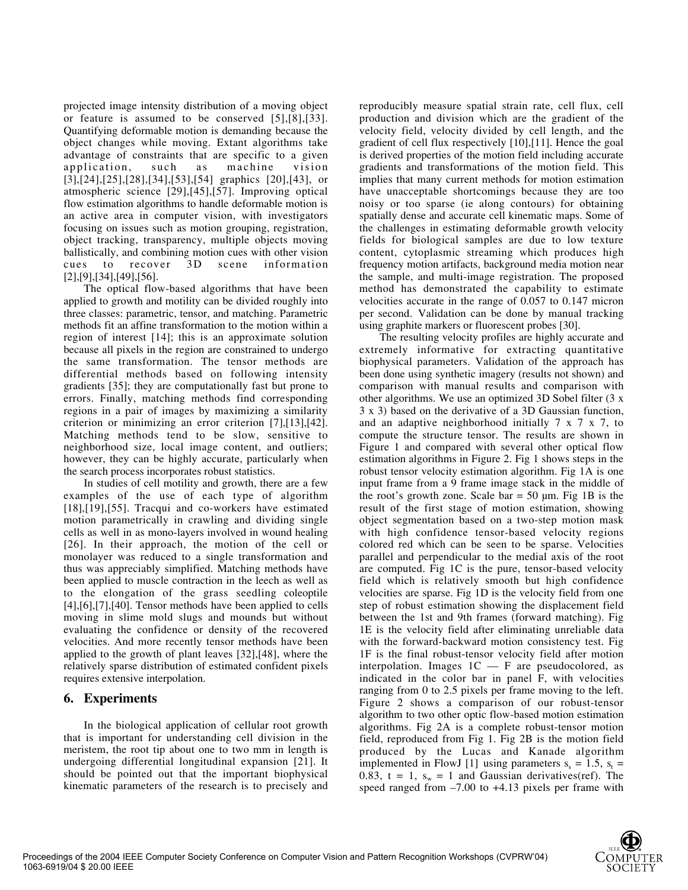projected image intensity distribution of a moving object or feature is assumed to be conserved [5],[8],[33]. Quantifying deformable motion is demanding because the object changes while moving. Extant algorithms take advantage of constraints that are specific to a given application, such as machine vision [3],[24],[25],[28],[34],[53],[54] graphics [20],[43], or atmospheric science [29],[45],[57]. Improving optical flow estimation algorithms to handle deformable motion is an active area in computer vision, with investigators focusing on issues such as motion grouping, registration, object tracking, transparency, multiple objects moving ballistically, and combining motion cues with other vision cues to recover 3D scene information [2],[9],[34],[49],[56].

The optical flow-based algorithms that have been applied to growth and motility can be divided roughly into three classes: parametric, tensor, and matching. Parametric methods fit an affine transformation to the motion within a region of interest [14]; this is an approximate solution because all pixels in the region are constrained to undergo the same transformation. The tensor methods are differential methods based on following intensity gradients [35]; they are computationally fast but prone to errors. Finally, matching methods find corresponding regions in a pair of images by maximizing a similarity criterion or minimizing an error criterion [7],[13],[42]. Matching methods tend to be slow, sensitive to neighborhood size, local image content, and outliers; however, they can be highly accurate, particularly when the search process incorporates robust statistics.

In studies of cell motility and growth, there are a few examples of the use of each type of algorithm [18],[19],[55]. Tracqui and co-workers have estimated motion parametrically in crawling and dividing single cells as well in as mono-layers involved in wound healing [26]. In their approach, the motion of the cell or monolayer was reduced to a single transformation and thus was appreciably simplified. Matching methods have been applied to muscle contraction in the leech as well as to the elongation of the grass seedling coleoptile [4],[6],[7],[40]. Tensor methods have been applied to cells moving in slime mold slugs and mounds but without evaluating the confidence or density of the recovered velocities. And more recently tensor methods have been applied to the growth of plant leaves [32],[48], where the relatively sparse distribution of estimated confident pixels requires extensive interpolation.

## 6. Experiments

In the biological application of cellular root growth that is important for understanding cell division in the meristem, the root tip about one to two mm in length is undergoing differential longitudinal expansion [21]. It should be pointed out that the important biophysical kinematic parameters of the research is to precisely and reproducibly measure spatial strain rate, cell flux, cell production and division which are the gradient of the velocity field, velocity divided by cell length, and the gradient of cell flux respectively [10],[11]. Hence the goal is derived properties of the motion field including accurate gradients and transformations of the motion field. This implies that many current methods for motion estimation have unacceptable shortcomings because they are too noisy or too sparse (ie along contours) for obtaining spatially dense and accurate cell kinematic maps. Some of the challenges in estimating deformable growth velocity fields for biological samples are due to low texture content, cytoplasmic streaming which produces high frequency motion artifacts, background media motion near the sample, and multi-image registration. The proposed method has demonstrated the capability to estimate velocities accurate in the range of 0.057 to 0.147 micron per second. Validation can be done by manual tracking using graphite markers or fluorescent probes [30].

The resulting velocity profiles are highly accurate and extremely informative for extracting quantitative biophysical parameters. Validation of the approach has been done using synthetic imagery (results not shown) and comparison with manual results and comparison with other algorithms. We use an optimized 3D Sobel filter (3 x 3 x 3) based on the derivative of a 3D Gaussian function, and an adaptive neighborhood initially 7 x 7 x 7, to compute the structure tensor. The results are shown in Figure 1 and compared with several other optical flow estimation algorithms in Figure 2. Fig 1 shows steps in the robust tensor velocity estimation algorithm. Fig 1A is one input frame from a 9 frame image stack in the middle of the root's growth zone. Scale bar = 50 µm. Fig 1B is the result of the first stage of motion estimation, showing object segmentation based on a two-step motion mask with high confidence tensor-based velocity regions colored red which can be seen to be sparse. Velocities parallel and perpendicular to the medial axis of the root are computed. Fig 1C is the pure, tensor-based velocity field which is relatively smooth but high confidence velocities are sparse. Fig 1D is the velocity field from one step of robust estimation showing the displacement field between the 1st and 9th frames (forward matching). Fig 1E is the velocity field after eliminating unreliable data with the forward-backward motion consistency test. Fig 1F is the final robust-tensor velocity field after motion interpolation. Images 1C — F are pseudocolored, as indicated in the color bar in panel F, with velocities ranging from 0 to 2.5 pixels per frame moving to the left. Figure 2 shows a comparison of our robust-tensor algorithm to two other optic flow-based motion estimation algorithms. Fig 2A is a complete robust-tensor motion field, reproduced from Fig 1. Fig 2B is the motion field produced by the Lucas and Kanade algorithm implemented in FlowJ [1] using parameters $s_s = 1.5$, $s_t = 0.83$, $t = 1$, $s_w = 1$ and Gaussian derivatives(ref). The speed ranged from –7.00 to +4.13 pixels per frame with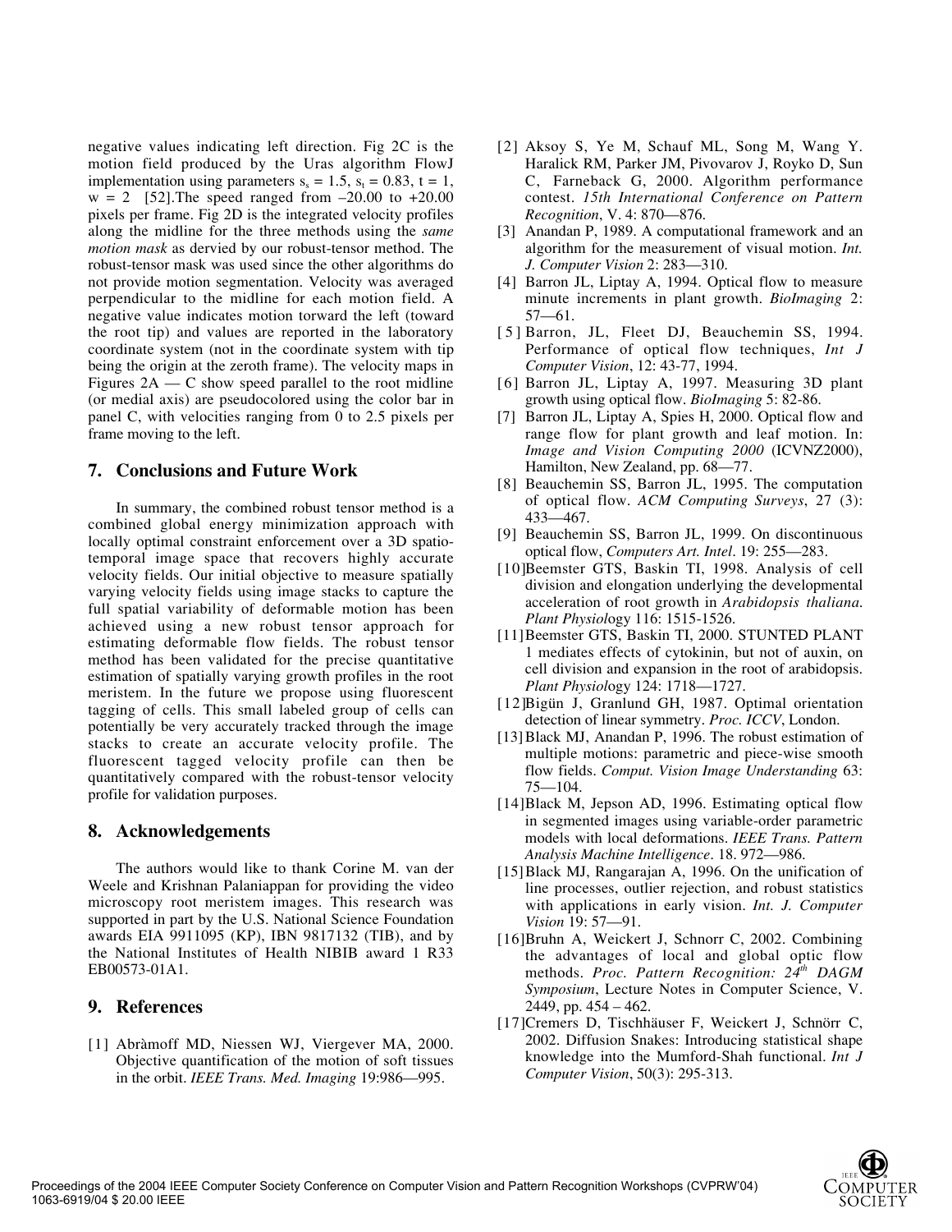negative values indicating left direction. Fig 2C is the motion field produced by the Uras algorithm FlowJ implementation using parameters $s_s = 1.5$, $s_t = 0.83$, $t = 1$, $w = 2$ [52].The speed ranged from –20.00 to +20.00 pixels per frame. Fig 2D is the integrated velocity profiles along the midline for the three methods using the *same motion mask* as dervied by our robust-tensor method. The robust-tensor mask was used since the other algorithms do not provide motion segmentation. Velocity was averaged perpendicular to the midline for each motion field. A negative value indicates motion torward the left (toward the root tip) and values are reported in the laboratory coordinate system (not in the coordinate system with tip being the origin at the zeroth frame). The velocity maps in Figures 2A — C show speed parallel to the root midline (or medial axis) are pseudocolored using the color bar in panel C, with velocities ranging from 0 to 2.5 pixels per frame moving to the left.

## 7. Conclusions and Future Work

In summary, the combined robust tensor method is a combined global energy minimization approach with locally optimal constraint enforcement over a 3D spatio-temporal image space that recovers highly accurate velocity fields. Our initial objective to measure spatially varying velocity fields using image stacks to capture the full spatial variability of deformable motion has been achieved using a new robust tensor approach for estimating deformable flow fields. The robust tensor method has been validated for the precise quantitative estimation of spatially varying growth profiles in the root meristem. In the future we propose using fluorescent tagging of cells. This small labeled group of cells can potentially be very accurately tracked through the image stacks to create an accurate velocity profile. The fluorescent tagged velocity profile can then be quantitatively compared with the robust-tensor velocity profile for validation purposes.

## 8. Acknowledgements

The authors would like to thank Corine M. van der Weele and Krishnan Palaniappan for providing the video microscopy root meristem images. This research was supported in part by the U.S. National Science Foundation awards EIA 9911095 (KP), IBN 9817132 (TIB), and by the National Institutes of Health NIBIB award 1 R33 EB00573-01A1.

## 9. References

[1] Abràmoff MD, Niessen WJ, Viergever MA, 2000. Objective quantification of the motion of soft tissues in the orbit. *IEEE Trans. Med. Imaging* 19:986—995.

[2] Aksoy S, Ye M, Schauf ML, Song M, Wang Y. Haralick RM, Parker JM, Pivovarov J, Royko D, Sun C, Farneback G, 2000. Algorithm performance contest. *15th International Conference on Pattern Recognition*, V. 4: 870—876.

[3] Anandan P, 1989. A computational framework and an algorithm for the measurement of visual motion. *Int. J. Computer Vision* 2: 283—310.

[4] Barron JL, Liptay A, 1994. Optical flow to measure minute increments in plant growth. *BioImaging* 2: 57—61.

[5] Barron, JL, Fleet DJ, Beauchemin SS, 1994. Performance of optical flow techniques, *Int J Computer Vision*, 12: 43-77, 1994.

[6] Barron JL, Liptay A, 1997. Measuring 3D plant growth using optical flow. *BioImaging* 5: 82-86.

[7] Barron JL, Liptay A, Spies H, 2000. Optical flow and range flow for plant growth and leaf motion. In: *Image and Vision Computing 2000* (ICVNZ2000), Hamilton, New Zealand, pp. 68—77.

[8] Beauchemin SS, Barron JL, 1995. The computation of optical flow. *ACM Computing Surveys*, 27 (3): 433—467.

[9] Beauchemin SS, Barron JL, 1999. On discontinuous optical flow, *Computers Art. Intel*. 19: 255—283.

[10] Beemster GTS, Baskin TI, 1998. Analysis of cell division and elongation underlying the developmental acceleration of root growth in *Arabidopsis thaliana*. *Plant Physiol*ogy 116: 1515-1526.

[11] Beemster GTS, Baskin TI, 2000. STUNTED PLANT 1 mediates effects of cytokinin, but not of auxin, on cell division and expansion in the root of arabidopsis. *Plant Physiol*ogy 124: 1718—1727.

[12] Bigün J, Granlund GH, 1987. Optimal orientation detection of linear symmetry. *Proc. ICCV*, London.

[13] Black MJ, Anandan P, 1996. The robust estimation of multiple motions: parametric and piece-wise smooth flow fields. *Comput. Vision Image Understanding* 63: 75—104.

[14] Black M, Jepson AD, 1996. Estimating optical flow in segmented images using variable-order parametric models with local deformations. *IEEE Trans. Pattern Analysis Machine Intelligence*. 18. 972—986.

[15] Black MJ, Rangarajan A, 1996. On the unification of line processes, outlier rejection, and robust statistics with applications in early vision. *Int. J. Computer Vision* 19: 57—91.

[16] Bruhn A, Weickert J, Schnorr C, 2002. Combining the advantages of local and global optic flow methods. *Proc. Pattern Recognition: 24th DAGM Symposium*, Lecture Notes in Computer Science, V. 2449, pp. 454 – 462.

[17] Cremers D, Tischhäuser F, Weickert J, Schnörr C, 2002. Diffusion Snakes: Introducing statistical shape knowledge into the Mumford-Shah functional. *Int J Computer Vision*, 50(3): 295-313.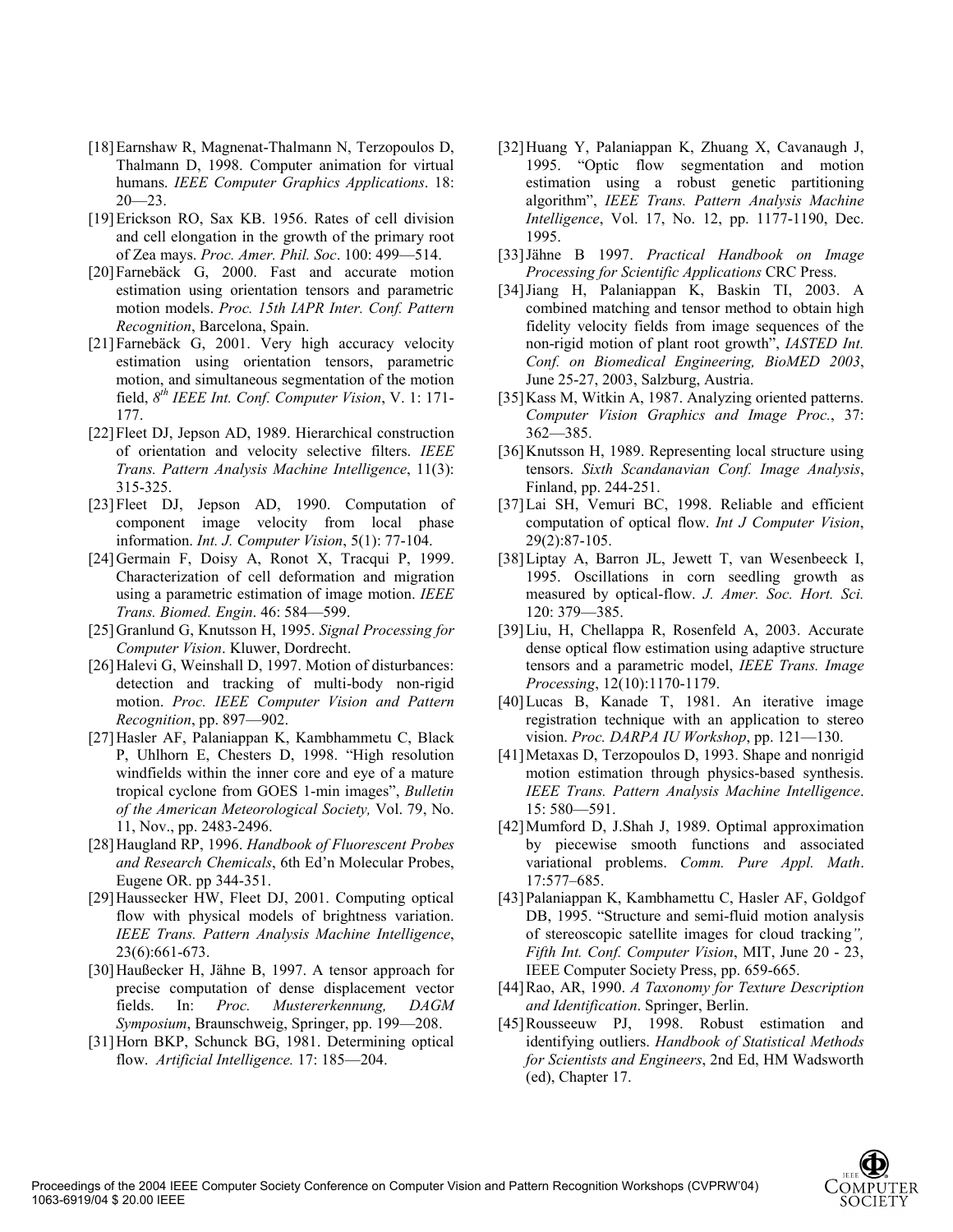[18] Earnshaw R, Magnenat-Thalmann N, Terzopoulos D, Thalmann D, 1998. Computer animation for virtual humans. *IEEE Computer Graphics Applications*. 18: 20—23.

[19] Erickson RO, Sax KB. 1956. Rates of cell division and cell elongation in the growth of the primary root of Zea mays. *Proc. Amer. Phil. Soc*. 100: 499—514.

[20] Farnebäck G, 2000. Fast and accurate motion estimation using orientation tensors and parametric motion models. *Proc. 15th IAPR Inter. Conf. Pattern Recognition*, Barcelona, Spain.

[21] Farnebäck G, 2001. Very high accuracy velocity estimation using orientation tensors, parametric motion, and simultaneous segmentation of the motion field, *8th IEEE Int. Conf. Computer Vision*, V. 1: 171-177.

[22] Fleet DJ, Jepson AD, 1989. Hierarchical construction of orientation and velocity selective filters. *IEEE Trans. Pattern Analysis Machine Intelligence*, 11(3): 315-325.

[23] Fleet DJ, Jepson AD, 1990. Computation of component image velocity from local phase information. *Int. J. Computer Vision*, 5(1): 77-104.

[24] Germain F, Doisy A, Ronot X, Tracqui P, 1999. Characterization of cell deformation and migration using a parametric estimation of image motion. *IEEE Trans. Biomed. Engin*. 46: 584—599.

[25] Granlund G, Knutsson H, 1995. *Signal Processing for Computer Vision*. Kluwer, Dordrecht.

[26] Halevi G, Weinshall D, 1997. Motion of disturbances: detection and tracking of multi-body non-rigid motion. *Proc. IEEE Computer Vision and Pattern Recognition*, pp. 897—902.

[27] Hasler AF, Palaniappan K, Kambhammetu C, Black P, Uhlhorn E, Chesters D, 1998. "High resolution windfields within the inner core and eye of a mature tropical cyclone from GOES 1-min images", *Bulletin of the American Meteorological Society,* Vol. 79, No. 11, Nov., pp. 2483-2496.

[28] Haugland RP, 1996. *Handbook of Fluorescent Probes and Research Chemicals*, 6th Ed'n Molecular Probes, Eugene OR. pp 344-351.

[29] Haussecker HW, Fleet DJ, 2001. Computing optical flow with physical models of brightness variation. *IEEE Trans. Pattern Analysis Machine Intelligence*, 23(6):661-673.

[30] Haußecker H, Jähne B, 1997. A tensor approach for precise computation of dense displacement vector fields. In: *Proc. Mustererkennung, DAGM Symposium*, Braunschweig, Springer, pp. 199—208.

[31] Horn BKP, Schunck BG, 1981. Determining optical flow. *Artificial Intelligence.* 17: 185—204.

[32] Huang Y, Palaniappan K, Zhuang X, Cavanaugh J, 1995. "Optic flow segmentation and motion estimation using a robust genetic partitioning algorithm", *IEEE Trans. Pattern Analysis Machine Intelligence*, Vol. 17, No. 12, pp. 1177-1190, Dec. 1995.

[33] Jähne B 1997. *Practical Handbook on Image Processing for Scientific Applications* CRC Press.

[34] Jiang H, Palaniappan K, Baskin TI, 2003. A combined matching and tensor method to obtain high fidelity velocity fields from image sequences of the non-rigid motion of plant root growth", *IASTED Int. Conf. on Biomedical Engineering, BioMED 2003*, June 25-27, 2003, Salzburg, Austria.

[35] Kass M, Witkin A, 1987. Analyzing oriented patterns. *Computer Vision Graphics and Image Proc.*, 37: 362—385.

[36] Knutsson H, 1989. Representing local structure using tensors. *Sixth Scandanavian Conf. Image Analysis*, Finland, pp. 244-251.

[37] Lai SH, Vemuri BC, 1998. Reliable and efficient computation of optical flow. *Int J Computer Vision*, 29(2):87-105.

[38] Liptay A, Barron JL, Jewett T, van Wesenbeeck I, 1995. Oscillations in corn seedling growth as measured by optical-flow. *J. Amer. Soc. Hort. Sci.* 120: 379—385.

[39] Liu, H, Chellappa R, Rosenfeld A, 2003. Accurate dense optical flow estimation using adaptive structure tensors and a parametric model, *IEEE Trans. Image Processing*, 12(10):1170-1179.

[40] Lucas B, Kanade T, 1981. An iterative image registration technique with an application to stereo vision. *Proc. DARPA IU Workshop*, pp. 121—130.

[41] Metaxas D, Terzopoulos D, 1993. Shape and nonrigid motion estimation through physics-based synthesis. *IEEE Trans. Pattern Analysis Machine Intelligence*. 15: 580—591.

[42] Mumford D, J.Shah J, 1989. Optimal approximation by piecewise smooth functions and associated variational problems. *Comm. Pure Appl. Math*. 17:577–685.

[43] Palaniappan K, Kambhamettu C, Hasler AF, Goldgof DB, 1995. "Structure and semi-fluid motion analysis of stereoscopic satellite images for cloud tracking*",* *Fifth Int. Conf. Computer Vision*, MIT, June 20 - 23, IEEE Computer Society Press, pp. 659-665.

[44] Rao, AR, 1990. *A Taxonomy for Texture Description and Identification*. Springer, Berlin.

[45] Rousseeuw PJ, 1998. Robust estimation and identifying outliers. *Handbook of Statistical Methods for Scientists and Engineers*, 2nd Ed, HM Wadsworth (ed), Chapter 17.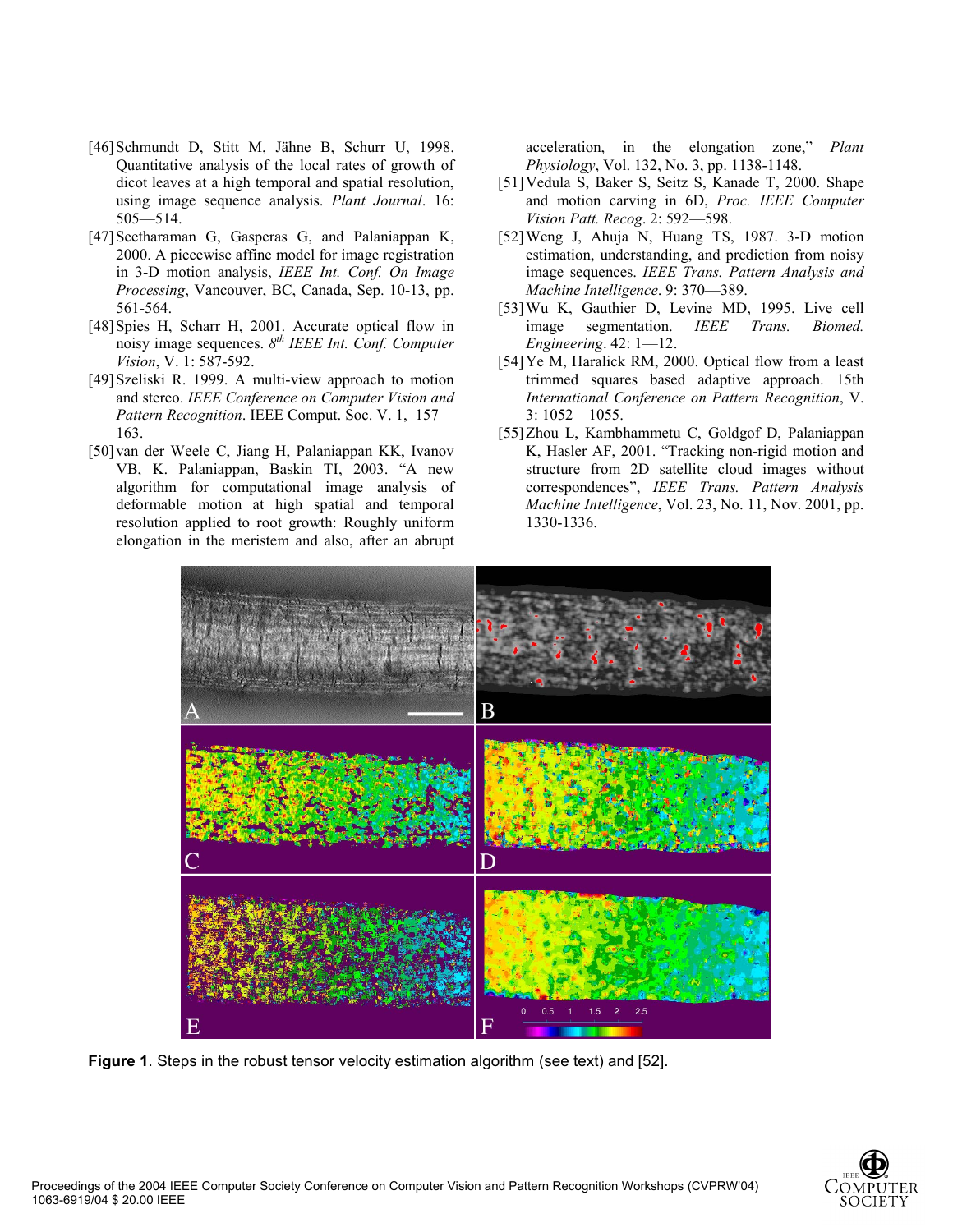[46] Schmundt D, Stitt M, Jähne B, Schurr U, 1998. Quantitative analysis of the local rates of growth of dicot leaves at a high temporal and spatial resolution, using image sequence analysis. *Plant Journal*. 16: 505—514.

[47] Seetharaman G, Gasperas G, and Palaniappan K, 2000. A piecewise affine model for image registration in 3-D motion analysis, *IEEE Int. Conf. On Image Processing*, Vancouver, BC, Canada, Sep. 10-13, pp. 561-564.

[48] Spies H, Scharr H, 2001. Accurate optical flow in noisy image sequences. *8th IEEE Int. Conf. Computer Vision*, V. 1: 587-592.

[49] Szeliski R. 1999. A multi-view approach to motion and stereo. *IEEE Conference on Computer Vision and Pattern Recognition*. IEEE Comput. Soc. V. 1, 157—163.

[50] van der Weele C, Jiang H, Palaniappan KK, Ivanov VB, K. Palaniappan, Baskin TI, 2003. "A new algorithm for computational image analysis of deformable motion at high spatial and temporal resolution applied to root growth: Roughly uniform elongation in the meristem and also, after an abrupt acceleration, in the elongation zone," *Plant Physiology*, Vol. 132, No. 3, pp. 1138-1148.

[51] Vedula S, Baker S, Seitz S, Kanade T, 2000. Shape and motion carving in 6D, *Proc. IEEE Computer Vision Patt. Recog*. 2: 592—598.

[52] Weng J, Ahuja N, Huang TS, 1987. 3-D motion estimation, understanding, and prediction from noisy image sequences. *IEEE Trans. Pattern Analysis and Machine Intelligence*. 9: 370—389.

[53] Wu K, Gauthier D, Levine MD, 1995. Live cell image segmentation. *IEEE Trans. Biomed. Engineering*. 42: 1—12.

[54] Ye M, Haralick RM, 2000. Optical flow from a least trimmed squares based adaptive approach. *15th International Conference on Pattern Recognition*, V. 3: 1052—1055.

[55] Zhou L, Kambhammetu C, Goldgof D, Palaniappan K, Hasler AF, 2001. "Tracking non-rigid motion and structure from 2D satellite cloud images without correspondences", *IEEE Trans. Pattern Analysis Machine Intelligence*, Vol. 23, No. 11, Nov. 2001, pp. 1330-1336.

**Figure 1**. Steps in the robust tensor velocity estimation algorithm (see text) and [52].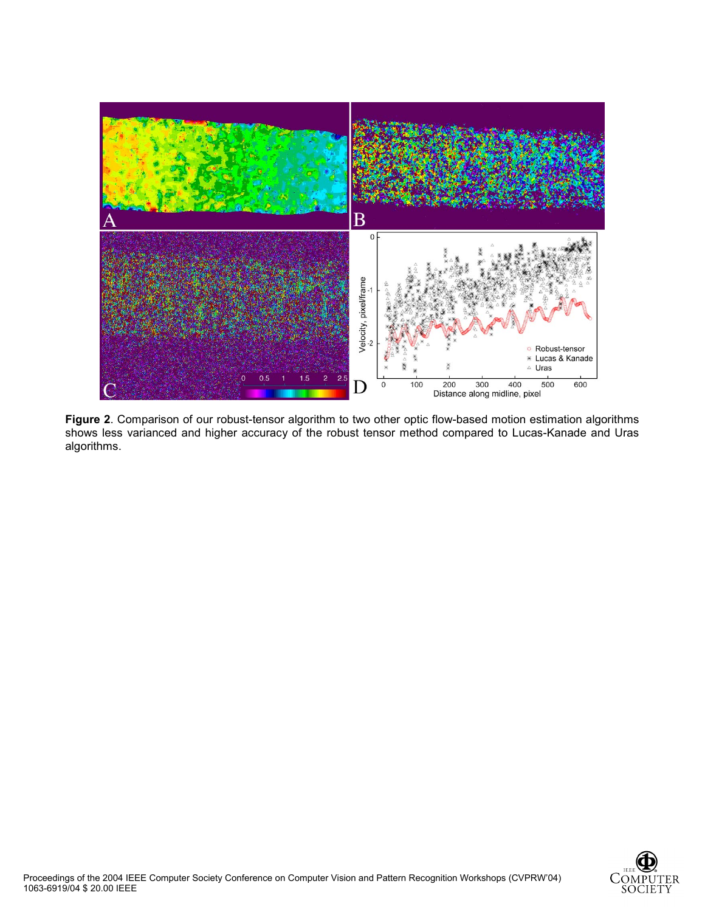A

B

C

0 0.5 1 1.5 2 2.5

D

0

-1

-2

Velocity, pixel/frame

0 100 200 300 400 500 600

Distance along midline, pixel

Robust-tensor

Lucas & Kanade

Uras

**Figure 2**. Comparison of our robust-tensor algorithm to two other optic flow-based motion estimation algorithms shows less varianced and higher accuracy of the robust tensor method compared to Lucas-Kanade and Uras algorithms.